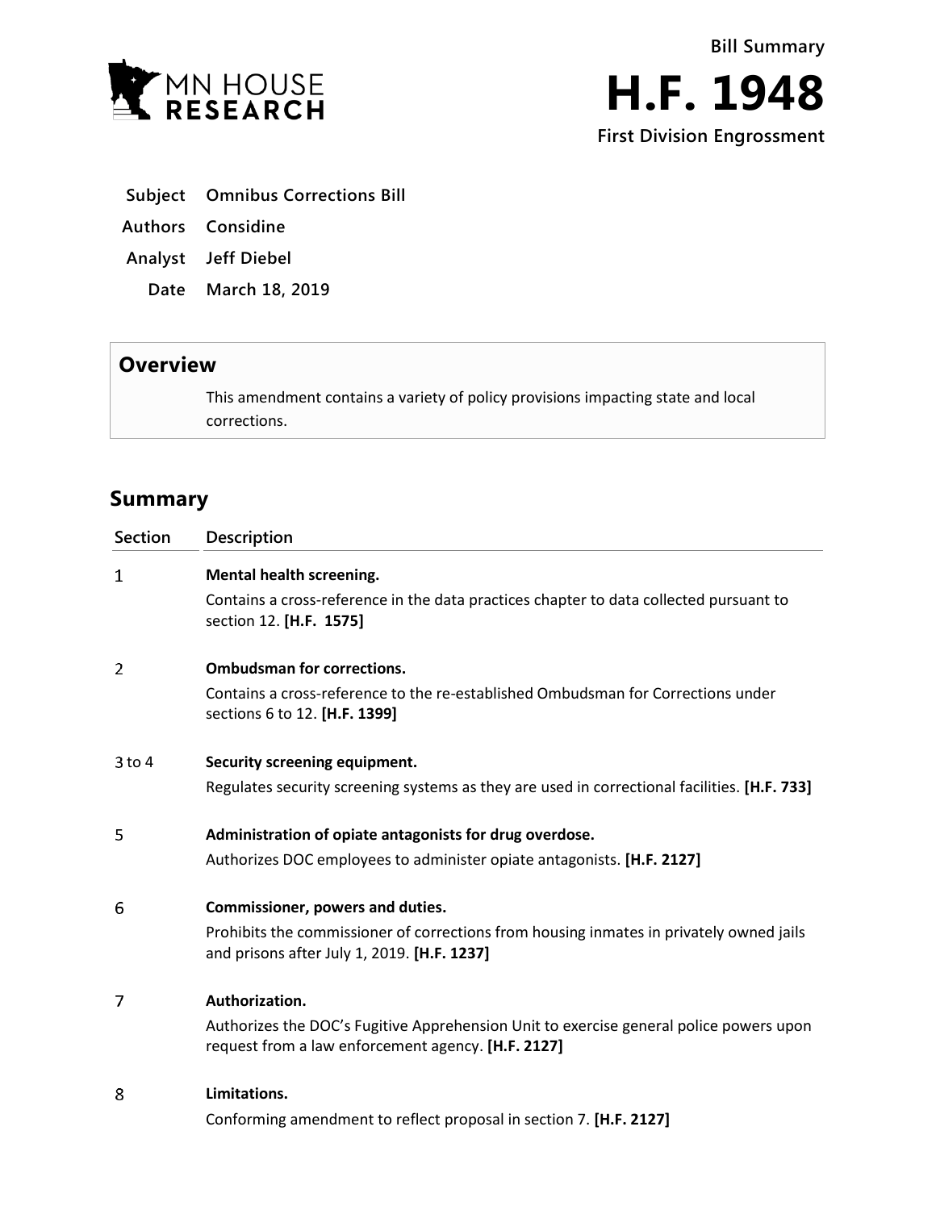MN HOUSE RESEARCH

Bill Summary

# H.F. 1948

**First Division Engrossment**

**Subject** Omnibus Corrections Bill

**Authors** Considine

**Analyst** Jeff Diebel

**Date** March 18, 2019

## Overview

This amendment contains a variety of policy provisions impacting state and local corrections.

## Summary

| Section | Description |
| --- | --- |
| 1 | **Mental health screening.**<br>Contains a cross-reference in the data practices chapter to data collected pursuant to section 12. **[H.F. 1575]** |
| 2 | **Ombudsman for corrections.**<br>Contains a cross-reference to the re-established Ombudsman for Corrections under sections 6 to 12. **[H.F. 1399]** |
| 3 to 4 | **Security screening equipment.**<br>Regulates security screening systems as they are used in correctional facilities. **[H.F. 733]** |
| 5 | **Administration of opiate antagonists for drug overdose.**<br>Authorizes DOC employees to administer opiate antagonists. **[H.F. 2127]** |
| 6 | **Commissioner, powers and duties.**<br>Prohibits the commissioner of corrections from housing inmates in privately owned jails and prisons after July 1, 2019. **[H.F. 1237]** |
| 7 | **Authorization.**<br>Authorizes the DOC's Fugitive Apprehension Unit to exercise general police powers upon request from a law enforcement agency. **[H.F. 2127]** |
| 8 | **Limitations.**<br>Conforming amendment to reflect proposal in section 7. **[H.F. 2127]** |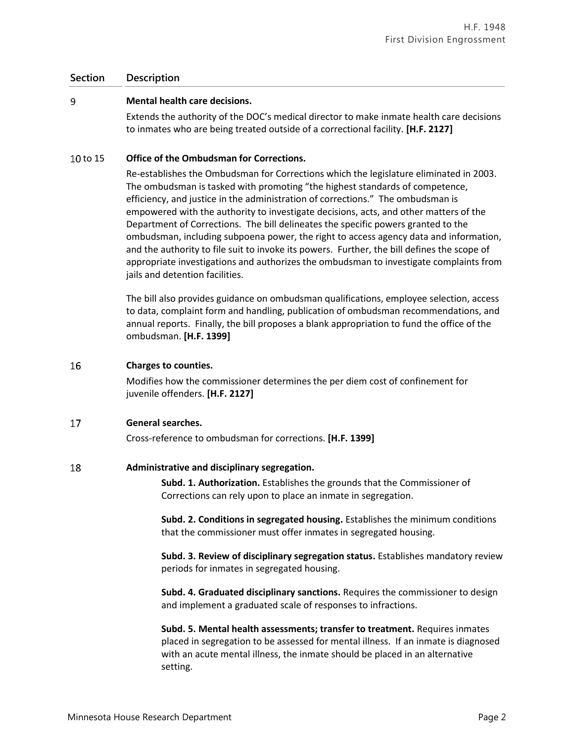| Section | Description |
|---|---|
| 9 | **Mental health care decisions.**<br>Extends the authority of the DOC's medical director to make inmate health care decisions to inmates who are being treated outside of a correctional facility. **[H.F. 2127]** |
| 10 to 15 | **Office of the Ombudsman for Corrections.**<br>Re-establishes the Ombudsman for Corrections which the legislature eliminated in 2003. The ombudsman is tasked with promoting "the highest standards of competence, efficiency, and justice in the administration of corrections." The ombudsman is empowered with the authority to investigate decisions, acts, and other matters of the Department of Corrections. The bill delineates the specific powers granted to the ombudsman, including subpoena power, the right to access agency data and information, and the authority to file suit to invoke its powers. Further, the bill defines the scope of appropriate investigations and authorizes the ombudsman to investigate complaints from jails and detention facilities.<br><br>The bill also provides guidance on ombudsman qualifications, employee selection, access to data, complaint form and handling, publication of ombudsman recommendations, and annual reports. Finally, the bill proposes a blank appropriation to fund the office of the ombudsman. **[H.F. 1399]** |
| 16 | **Charges to counties.**<br>Modifies how the commissioner determines the per diem cost of confinement for juvenile offenders. **[H.F. 2127]** |
| 17 | **General searches.**<br>Cross-reference to ombudsman for corrections. **[H.F. 1399]** |
| 18 | **Administrative and disciplinary segregation.**<br>**Subd. 1. Authorization.** Establishes the grounds that the Commissioner of Corrections can rely upon to place an inmate in segregation.<br><br>**Subd. 2. Conditions in segregated housing.** Establishes the minimum conditions that the commissioner must offer inmates in segregated housing.<br><br>**Subd. 3. Review of disciplinary segregation status.** Establishes mandatory review periods for inmates in segregated housing.<br><br>**Subd. 4. Graduated disciplinary sanctions.** Requires the commissioner to design and implement a graduated scale of responses to infractions.<br><br>**Subd. 5. Mental health assessments; transfer to treatment.** Requires inmates placed in segregation to be assessed for mental illness. If an inmate is diagnosed with an acute mental illness, the inmate should be placed in an alternative setting. |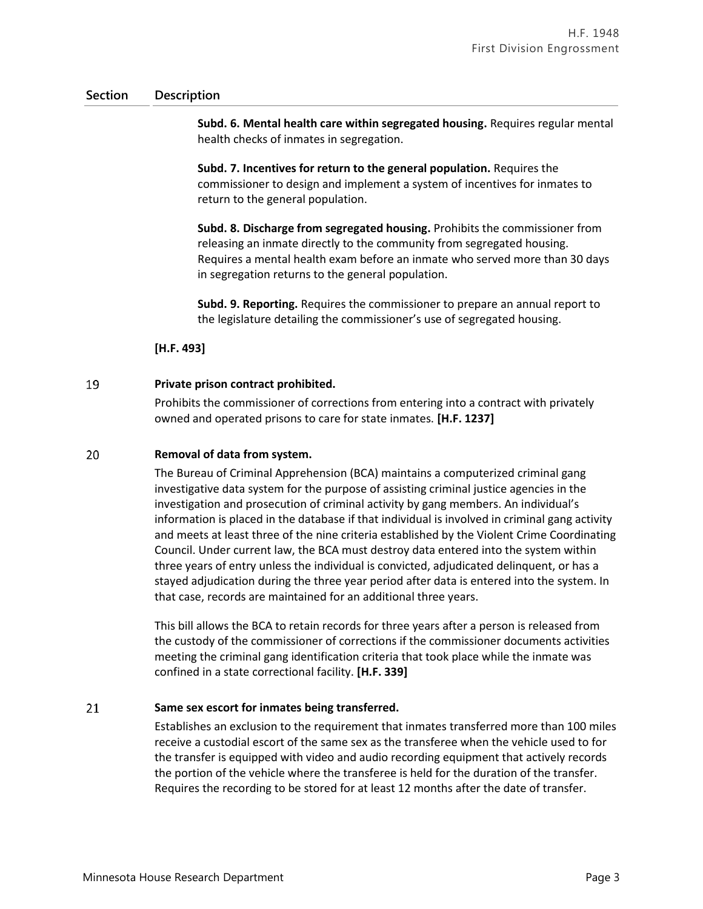| Section | Description |
|---|---|
| | **Subd. 6. Mental health care within segregated housing.** Requires regular mental health checks of inmates in segregation.<br><br>**Subd. 7. Incentives for return to the general population.** Requires the commissioner to design and implement a system of incentives for inmates to return to the general population.<br><br>**Subd. 8. Discharge from segregated housing.** Prohibits the commissioner from releasing an inmate directly to the community from segregated housing. Requires a mental health exam before an inmate who served more than 30 days in segregation returns to the general population.<br><br>**Subd. 9. Reporting.** Requires the commissioner to prepare an annual report to the legislature detailing the commissioner's use of segregated housing.<br><br>**[H.F. 493]** |
| 19 | **Private prison contract prohibited.**<br><br>Prohibits the commissioner of corrections from entering into a contract with privately owned and operated prisons to care for state inmates. **[H.F. 1237]** |
| 20 | **Removal of data from system.**<br><br>The Bureau of Criminal Apprehension (BCA) maintains a computerized criminal gang investigative data system for the purpose of assisting criminal justice agencies in the investigation and prosecution of criminal activity by gang members. An individual's information is placed in the database if that individual is involved in criminal gang activity and meets at least three of the nine criteria established by the Violent Crime Coordinating Council. Under current law, the BCA must destroy data entered into the system within three years of entry unless the individual is convicted, adjudicated delinquent, or has a stayed adjudication during the three year period after data is entered into the system. In that case, records are maintained for an additional three years.<br><br>This bill allows the BCA to retain records for three years after a person is released from the custody of the commissioner of corrections if the commissioner documents activities meeting the criminal gang identification criteria that took place while the inmate was confined in a state correctional facility. **[H.F. 339]** |
| 21 | **Same sex escort for inmates being transferred.**<br><br>Establishes an exclusion to the requirement that inmates transferred more than 100 miles receive a custodial escort of the same sex as the transferee when the vehicle used to for the transfer is equipped with video and audio recording equipment that actively records the portion of the vehicle where the transferee is held for the duration of the transfer. Requires the recording to be stored for at least 12 months after the date of transfer. |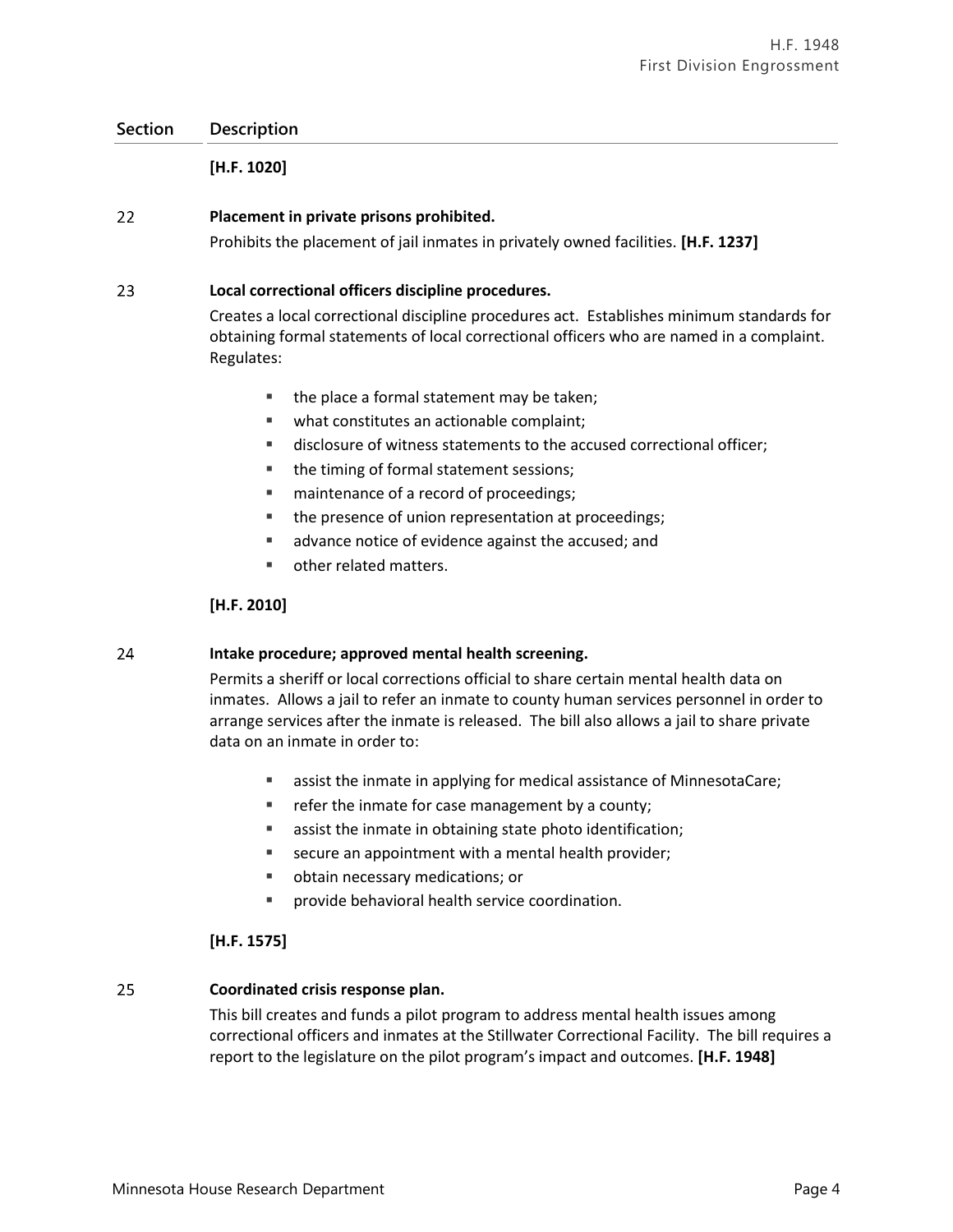| Section | Description |
|---|---|
| | **[H.F. 1020]** |
| 22 | **Placement in private prisons prohibited.**<br>Prohibits the placement of jail inmates in privately owned facilities. **[H.F. 1237]** |
| 23 | **Local correctional officers discipline procedures.**<br>Creates a local correctional discipline procedures act. Establishes minimum standards for obtaining formal statements of local correctional officers who are named in a complaint. Regulates:<br>▪ the place a formal statement may be taken;<br>▪ what constitutes an actionable complaint;<br>▪ disclosure of witness statements to the accused correctional officer;<br>▪ the timing of formal statement sessions;<br>▪ maintenance of a record of proceedings;<br>▪ the presence of union representation at proceedings;<br>▪ advance notice of evidence against the accused; and<br>▪ other related matters.<br>**[H.F. 2010]** |
| 24 | **Intake procedure; approved mental health screening.**<br>Permits a sheriff or local corrections official to share certain mental health data on inmates. Allows a jail to refer an inmate to county human services personnel in order to arrange services after the inmate is released. The bill also allows a jail to share private data on an inmate in order to:<br>▪ assist the inmate in applying for medical assistance of MinnesotaCare;<br>▪ refer the inmate for case management by a county;<br>▪ assist the inmate in obtaining state photo identification;<br>▪ secure an appointment with a mental health provider;<br>▪ obtain necessary medications; or<br>▪ provide behavioral health service coordination.<br>**[H.F. 1575]** |
| 25 | **Coordinated crisis response plan.**<br>This bill creates and funds a pilot program to address mental health issues among correctional officers and inmates at the Stillwater Correctional Facility. The bill requires a report to the legislature on the pilot program's impact and outcomes. **[H.F. 1948]** |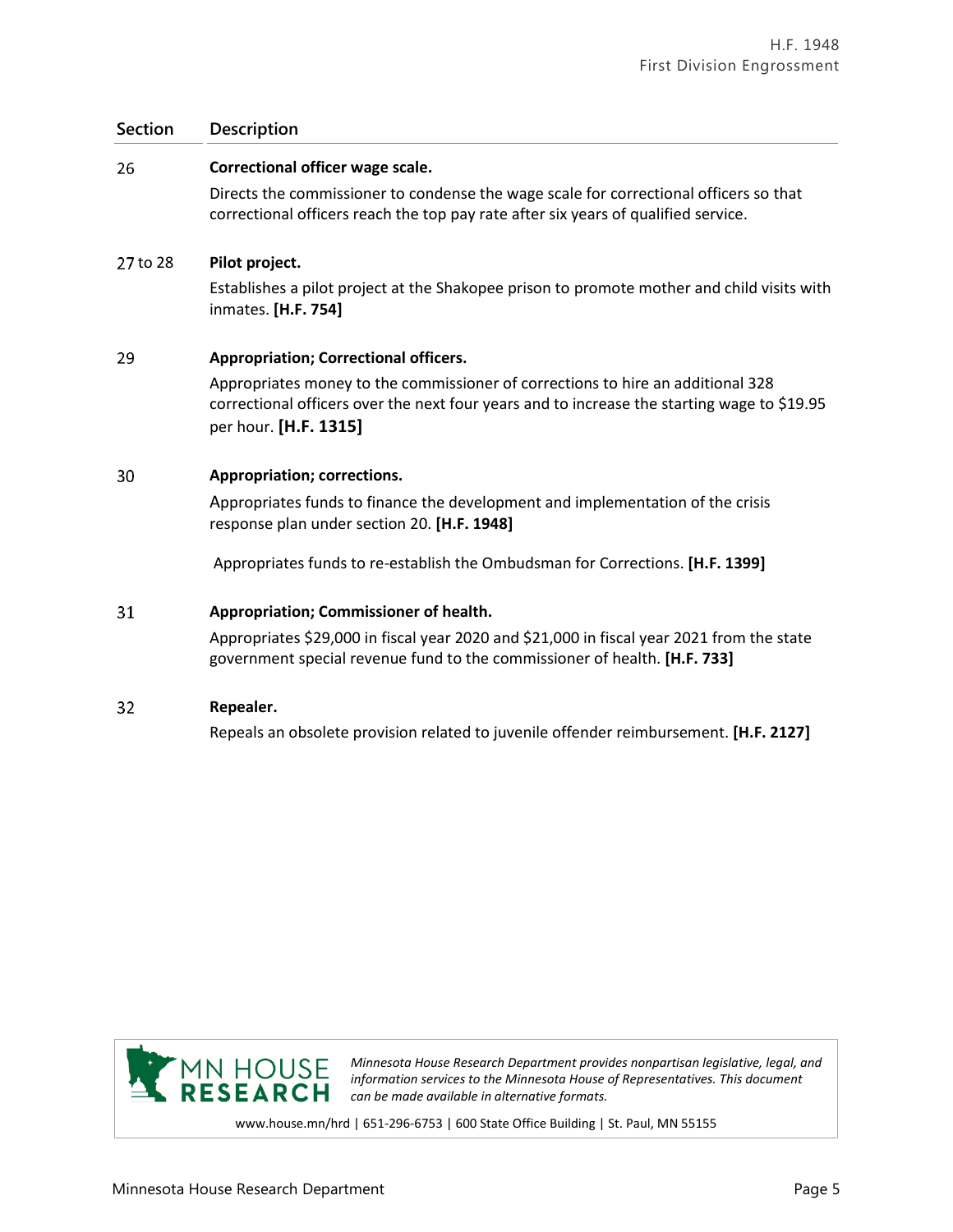| Section | Description |
| --- | --- |
| 26 | **Correctional officer wage scale.** Directs the commissioner to condense the wage scale for correctional officers so that correctional officers reach the top pay rate after six years of qualified service. |
| 27 to 28 | **Pilot project.** Establishes a pilot project at the Shakopee prison to promote mother and child visits with inmates. **[H.F. 754]** |
| 29 | **Appropriation; Correctional officers.** Appropriates money to the commissioner of corrections to hire an additional 328 correctional officers over the next four years and to increase the starting wage to $19.95 per hour. **[H.F. 1315]** |
| 30 | **Appropriation; corrections.** Appropriates funds to finance the development and implementation of the crisis response plan under section 20. **[H.F. 1948]** Appropriates funds to re-establish the Ombudsman for Corrections. **[H.F. 1399]** |
| 31 | **Appropriation; Commissioner of health.** Appropriates $29,000 in fiscal year 2020 and $21,000 in fiscal year 2021 from the state government special revenue fund to the commissioner of health. **[H.F. 733]** |
| 32 | **Repealer.** Repeals an obsolete provision related to juvenile offender reimbursement. **[H.F. 2127]** |

MN HOUSE RESEARCH

*Minnesota House Research Department provides nonpartisan legislative, legal, and information services to the Minnesota House of Representatives. This document can be made available in alternative formats.*

www.house.mn/hrd | 651-296-6753 | 600 State Office Building | St. Paul, MN 55155